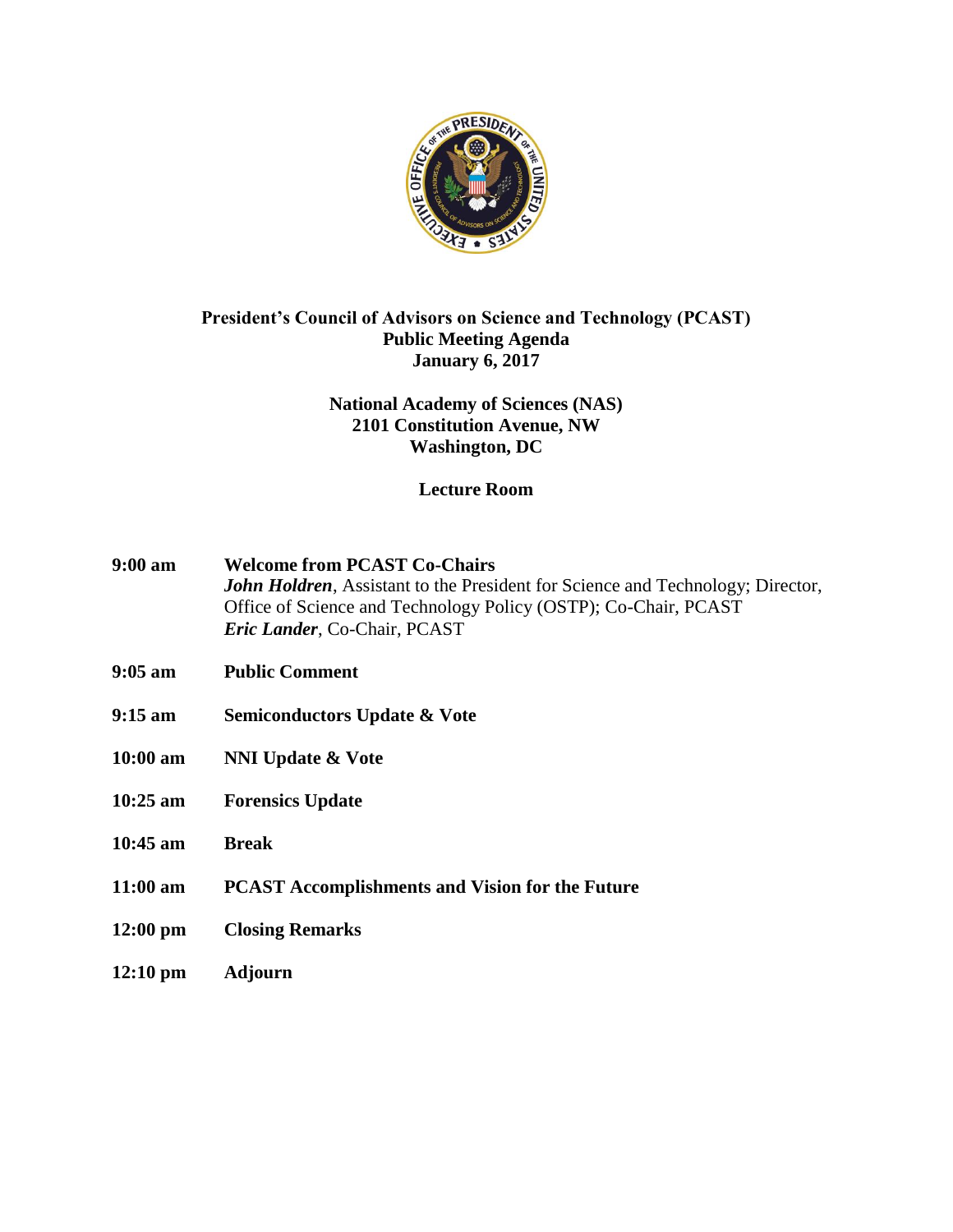**President's Council of Advisors on Science and Technology (PCAST)**
**Public Meeting Agenda**
**January 6, 2017**

**National Academy of Sciences (NAS)**
**2101 Constitution Avenue, NW**
**Washington, DC**

**Lecture Room**

**9:00 am** **Welcome from PCAST Co-Chairs**
***John Holdren***, Assistant to the President for Science and Technology; Director, Office of Science and Technology Policy (OSTP); Co-Chair, PCAST
***Eric Lander***, Co-Chair, PCAST

**9:05 am** **Public Comment**

**9:15 am** **Semiconductors Update & Vote**

**10:00 am** **NNI Update & Vote**

**10:25 am** **Forensics Update**

**10:45 am** **Break**

**11:00 am** **PCAST Accomplishments and Vision for the Future**

**12:00 pm** **Closing Remarks**

**12:10 pm** **Adjourn**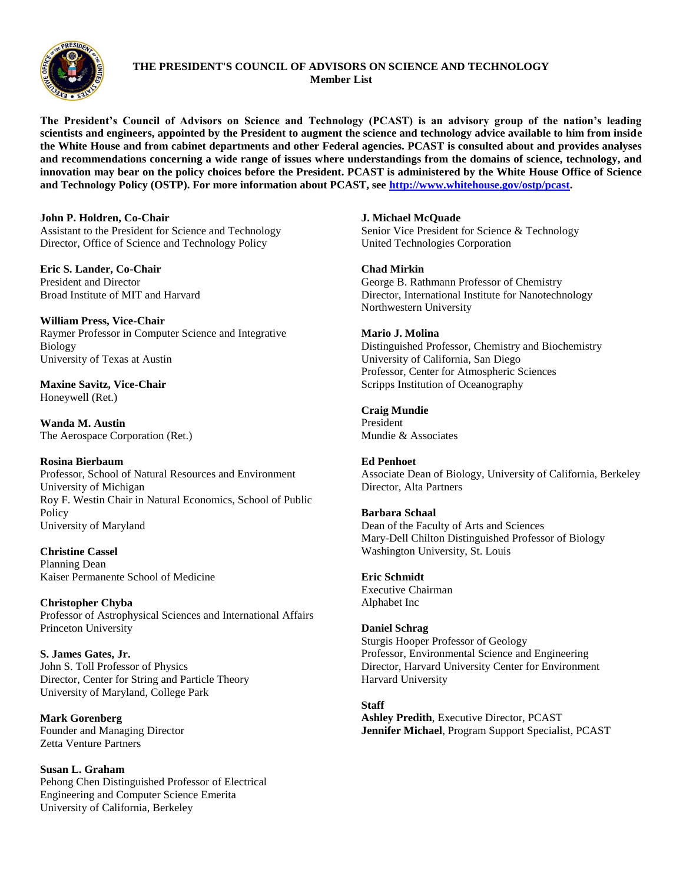# THE PRESIDENT'S COUNCIL OF ADVISORS ON SCIENCE AND TECHNOLOGY
## Member List

**The President's Council of Advisors on Science and Technology (PCAST) is an advisory group of the nation's leading scientists and engineers, appointed by the President to augment the science and technology advice available to him from inside the White House and from cabinet departments and other Federal agencies. PCAST is consulted about and provides analyses and recommendations concerning a wide range of issues where understandings from the domains of science, technology, and innovation may bear on the policy choices before the President. PCAST is administered by the White House Office of Science and Technology Policy (OSTP). For more information about PCAST, see [http://www.whitehouse.gov/ostp/pcast](http://www.whitehouse.gov/ostp/pcast).**

**John P. Holdren, Co-Chair**
Assistant to the President for Science and Technology
Director, Office of Science and Technology Policy

**Eric S. Lander, Co-Chair**
President and Director
Broad Institute of MIT and Harvard

**William Press, Vice-Chair**
Raymer Professor in Computer Science and Integrative Biology
University of Texas at Austin

**Maxine Savitz, Vice-Chair**
Honeywell (Ret.)

**Wanda M. Austin**
The Aerospace Corporation (Ret.)

**Rosina Bierbaum**
Professor, School of Natural Resources and Environment
University of Michigan
Roy F. Westin Chair in Natural Economics, School of Public Policy
University of Maryland

**Christine Cassel**
Planning Dean
Kaiser Permanente School of Medicine

**Christopher Chyba**
Professor of Astrophysical Sciences and International Affairs
Princeton University

**S. James Gates, Jr.**
John S. Toll Professor of Physics
Director, Center for String and Particle Theory
University of Maryland, College Park

**Mark Gorenberg**
Founder and Managing Director
Zetta Venture Partners

**Susan L. Graham**
Pehong Chen Distinguished Professor of Electrical Engineering and Computer Science Emerita
University of California, Berkeley

**J. Michael McQuade**
Senior Vice President for Science & Technology
United Technologies Corporation

**Chad Mirkin**
George B. Rathmann Professor of Chemistry
Director, International Institute for Nanotechnology
Northwestern University

**Mario J. Molina**
Distinguished Professor, Chemistry and Biochemistry
University of California, San Diego
Professor, Center for Atmospheric Sciences
Scripps Institution of Oceanography

**Craig Mundie**
President
Mundie & Associates

**Ed Penhoet**
Associate Dean of Biology, University of California, Berkeley
Director, Alta Partners

**Barbara Schaal**
Dean of the Faculty of Arts and Sciences
Mary-Dell Chilton Distinguished Professor of Biology
Washington University, St. Louis

**Eric Schmidt**
Executive Chairman
Alphabet Inc

**Daniel Schrag**
Sturgis Hooper Professor of Geology
Professor, Environmental Science and Engineering
Director, Harvard University Center for Environment
Harvard University

**Staff**
**Ashley Predith**, Executive Director, PCAST
**Jennifer Michael**, Program Support Specialist, PCAST